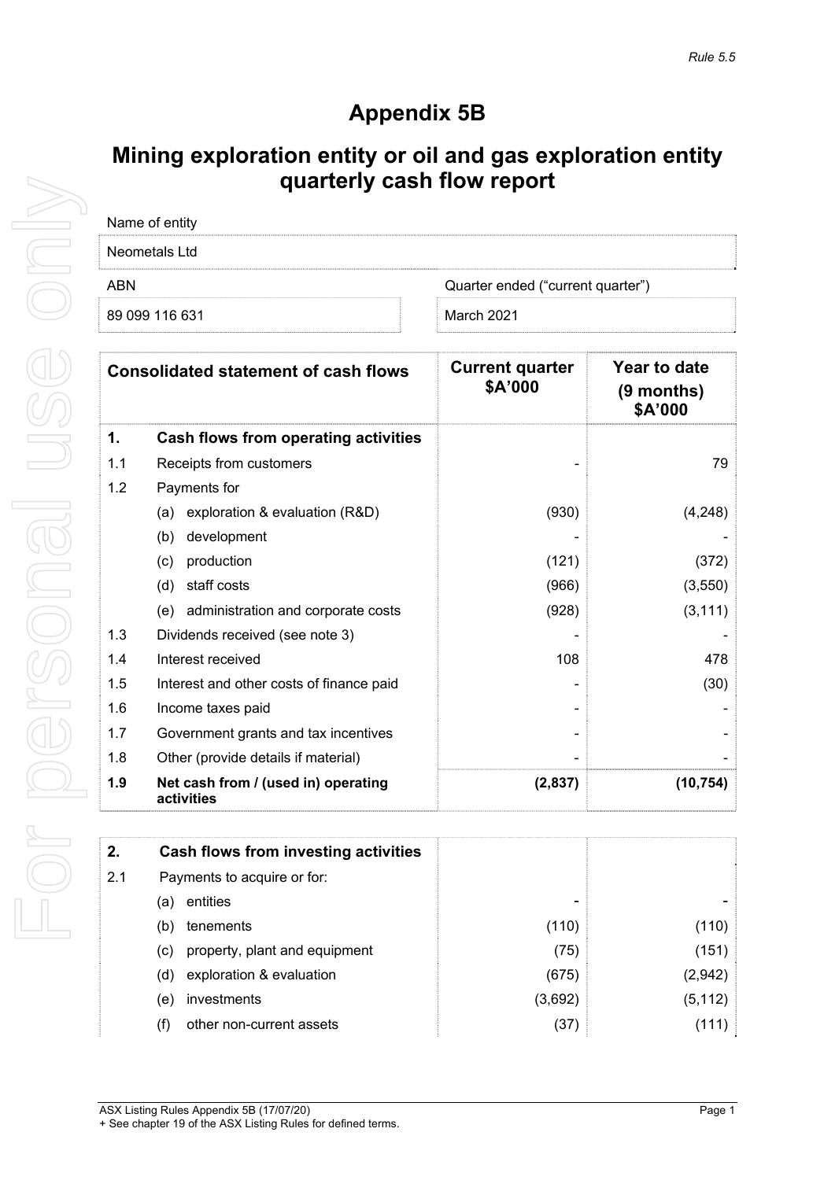Rule 5.5

# Appendix 5B

## Mining exploration entity or oil and gas exploration entity quarterly cash flow report

| Name of entity | |
|---|---|
| Neometals Ltd | |
| **ABN** | **Quarter ended ("current quarter")** |
| 89 099 116 631 | March 2021 |

| | Consolidated statement of cash flows | Current quarter $A'000 | Year to date (9 months) $A'000 |
|---|---|---|---|
| **1.** | **Cash flows from operating activities** | | |
| 1.1 | Receipts from customers | - | 79 |
| 1.2 | Payments for | | |
| | (a) exploration & evaluation (R&D) | (930) | (4,248) |
| | (b) development | - | - |
| | (c) production | (121) | (372) |
| | (d) staff costs | (966) | (3,550) |
| | (e) administration and corporate costs | (928) | (3,111) |
| 1.3 | Dividends received (see note 3) | - | - |
| 1.4 | Interest received | 108 | 478 |
| 1.5 | Interest and other costs of finance paid | - | (30) |
| 1.6 | Income taxes paid | - | - |
| 1.7 | Government grants and tax incentives | - | - |
| 1.8 | Other (provide details if material) | - | - |
| **1.9** | **Net cash from / (used in) operating activities** | **(2,837)** | **(10,754)** |

| | | | |
|---|---|---|---|
| **2.** | **Cash flows from investing activities** | | |
| 2.1 | Payments to acquire or for: | | |
| | (a) entities | - | - |
| | (b) tenements | (110) | (110) |
| | (c) property, plant and equipment | (75) | (151) |
| | (d) exploration & evaluation | (675) | (2,942) |
| | (e) investments | (3,692) | (5,112) |
| | (f) other non-current assets | (37) | (111) |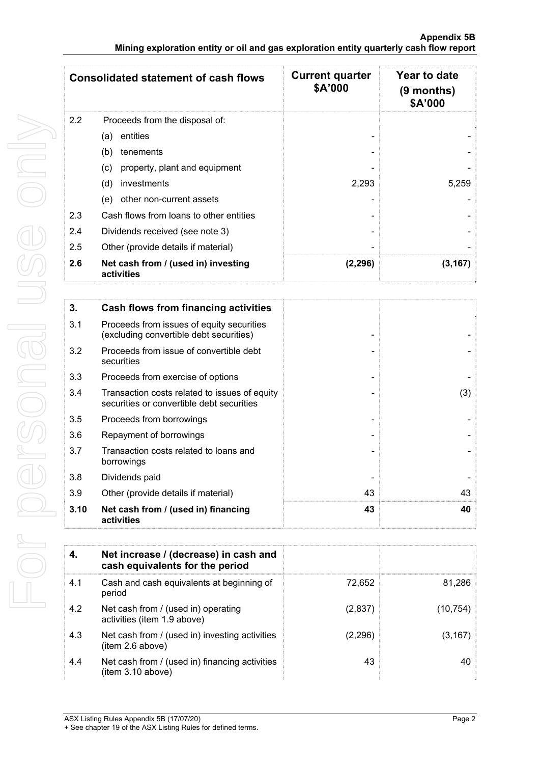| Consolidated statement of cash flows | | Current quarter $A'000 | Year to date (9 months) $A'000 |
|---|---|---|---|
| 2.2 | Proceeds from the disposal of: | | |
| | (a) entities | - | - |
| | (b) tenements | - | - |
| | (c) property, plant and equipment | - | - |
| | (d) investments | 2,293 | 5,259 |
| | (e) other non-current assets | - | - |
| 2.3 | Cash flows from loans to other entities | - | - |
| 2.4 | Dividends received (see note 3) | - | - |
| 2.5 | Other (provide details if material) | - | - |
| **2.6** | **Net cash from / (used in) investing activities** | **(2,296)** | **(3,167)** |

| **3.** | **Cash flows from financing activities** | | |
|---|---|---|---|
| 3.1 | Proceeds from issues of equity securities (excluding convertible debt securities) | - | - |
| 3.2 | Proceeds from issue of convertible debt securities | - | - |
| 3.3 | Proceeds from exercise of options | - | - |
| 3.4 | Transaction costs related to issues of equity securities or convertible debt securities | - | (3) |
| 3.5 | Proceeds from borrowings | - | - |
| 3.6 | Repayment of borrowings | - | - |
| 3.7 | Transaction costs related to loans and borrowings | - | - |
| 3.8 | Dividends paid | - | - |
| 3.9 | Other (provide details if material) | 43 | 43 |
| **3.10** | **Net cash from / (used in) financing activities** | **43** | **40** |

| **4.** | **Net increase / (decrease) in cash and cash equivalents for the period** | | |
|---|---|---|---|
| 4.1 | Cash and cash equivalents at beginning of period | 72,652 | 81,286 |
| 4.2 | Net cash from / (used in) operating activities (item 1.9 above) | (2,837) | (10,754) |
| 4.3 | Net cash from / (used in) investing activities (item 2.6 above) | (2,296) | (3,167) |
| 4.4 | Net cash from / (used in) financing activities (item 3.10 above) | 43 | 40 |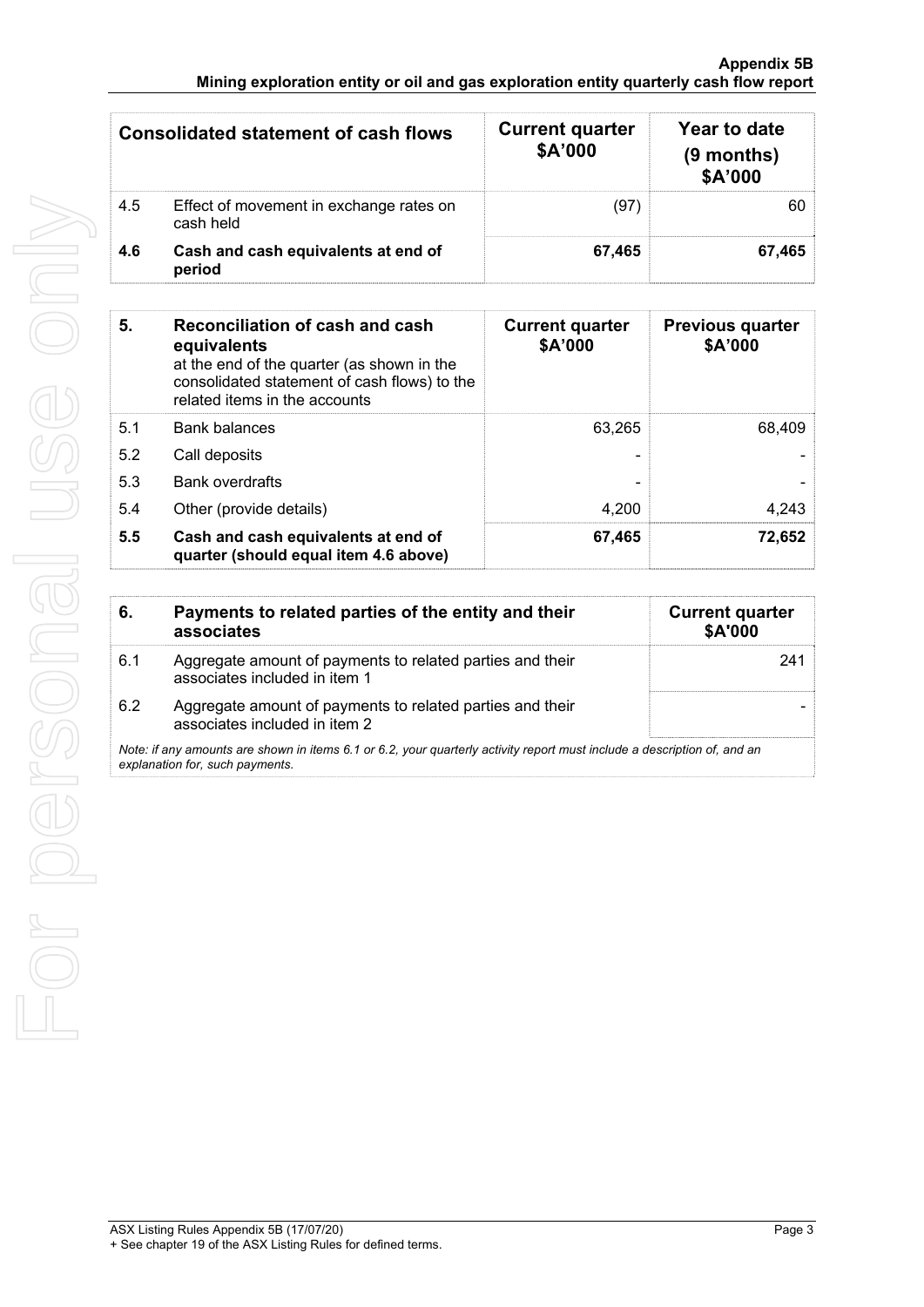| Consolidated statement of cash flows | | Current quarter $A'000 | Year to date (9 months) $A'000 |
|---|---|---|---|
| 4.5 | Effect of movement in exchange rates on cash held | (97) | 60 |
| **4.6** | **Cash and cash equivalents at end of period** | **67,465** | **67,465** |

| **5.** | **Reconciliation of cash and cash equivalents** at the end of the quarter (as shown in the consolidated statement of cash flows) to the related items in the accounts | **Current quarter $A'000** | **Previous quarter $A'000** |
|---|---|---|---|
| 5.1 | Bank balances | 63,265 | 68,409 |
| 5.2 | Call deposits | - | - |
| 5.3 | Bank overdrafts | - | - |
| 5.4 | Other (provide details) | 4,200 | 4,243 |
| **5.5** | **Cash and cash equivalents at end of quarter (should equal item 4.6 above)** | **67,465** | **72,652** |

| **6.** | **Payments to related parties of the entity and their associates** | **Current quarter $A'000** |
|---|---|---|
| 6.1 | Aggregate amount of payments to related parties and their associates included in item 1 | 241 |
| 6.2 | Aggregate amount of payments to related parties and their associates included in item 2 | - |

*Note: if any amounts are shown in items 6.1 or 6.2, your quarterly activity report must include a description of, and an explanation for, such payments.*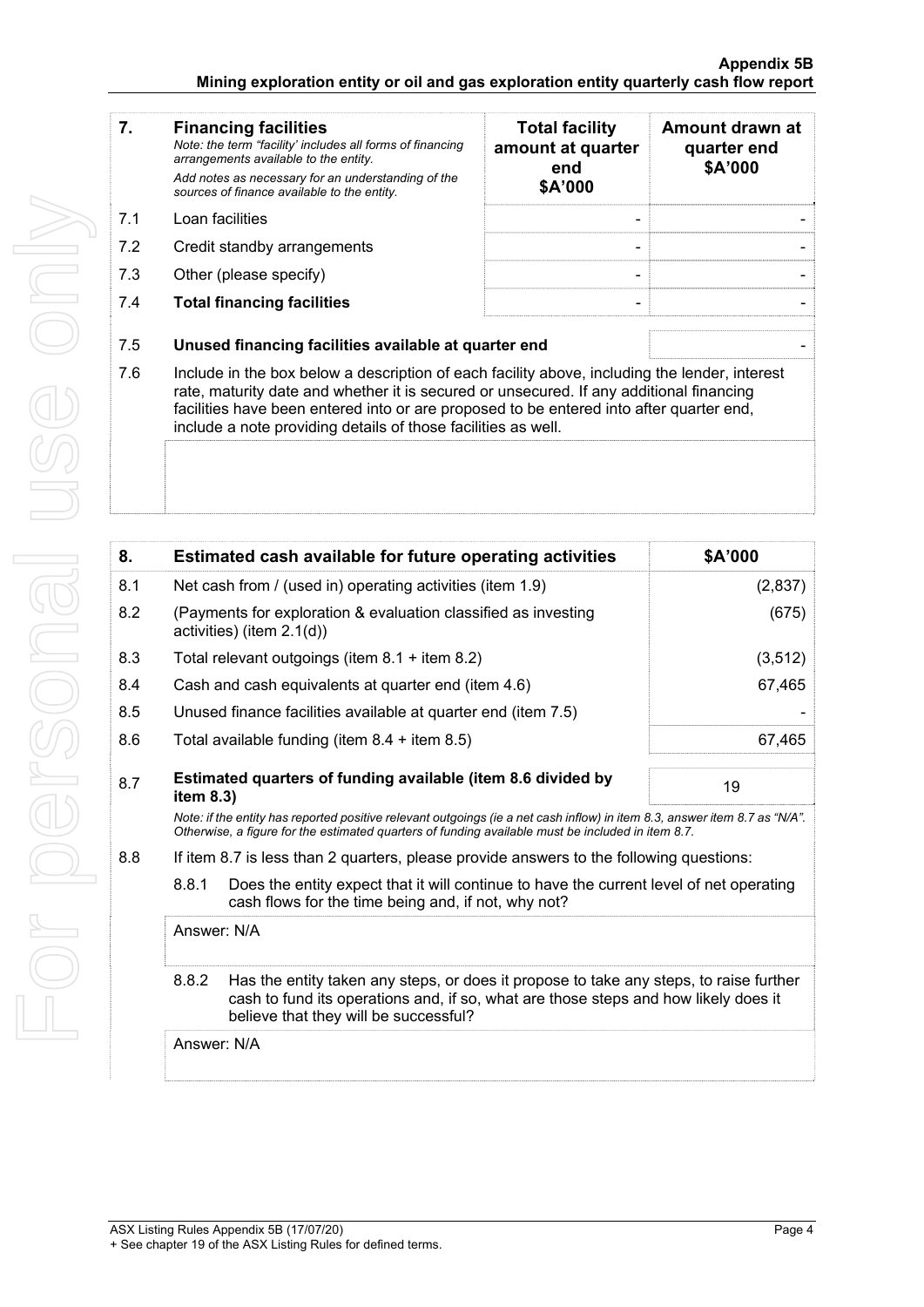| 7. | Financing facilities<br>*Note: the term "facility' includes all forms of financing arrangements available to the entity.*<br>*Add notes as necessary for an understanding of the sources of finance available to the entity.* | Total facility amount at quarter end<br>$A'000 | Amount drawn at quarter end<br>$A'000 |
|---|---|---|---|
| 7.1 | Loan facilities | - | - |
| 7.2 | Credit standby arrangements | - | - |
| 7.3 | Other (please specify) | - | - |
| 7.4 | **Total financing facilities** | - | - |
| 7.5 | **Unused financing facilities available at quarter end** | | - |

7.6 Include in the box below a description of each facility above, including the lender, interest rate, maturity date and whether it is secured or unsecured. If any additional financing facilities have been entered into or are proposed to be entered into after quarter end, include a note providing details of those facilities as well.

| 8. | Estimated cash available for future operating activities | $A'000 |
|---|---|---|
| 8.1 | Net cash from / (used in) operating activities (item 1.9) | (2,837) |
| 8.2 | (Payments for exploration & evaluation classified as investing activities) (item 2.1(d)) | (675) |
| 8.3 | Total relevant outgoings (item 8.1 + item 8.2) | (3,512) |
| 8.4 | Cash and cash equivalents at quarter end (item 4.6) | 67,465 |
| 8.5 | Unused finance facilities available at quarter end (item 7.5) | - |
| 8.6 | Total available funding (item 8.4 + item 8.5) | 67,465 |
| 8.7 | **Estimated quarters of funding available (item 8.6 divided by item 8.3)** | 19 |

*Note: if the entity has reported positive relevant outgoings (ie a net cash inflow) in item 8.3, answer item 8.7 as "N/A". Otherwise, a figure for the estimated quarters of funding available must be included in item 8.7.*

8.8 If item 8.7 is less than 2 quarters, please provide answers to the following questions:

8.8.1 Does the entity expect that it will continue to have the current level of net operating cash flows for the time being and, if not, why not?

Answer: N/A

8.8.2 Has the entity taken any steps, or does it propose to take any steps, to raise further cash to fund its operations and, if so, what are those steps and how likely does it believe that they will be successful?

Answer: N/A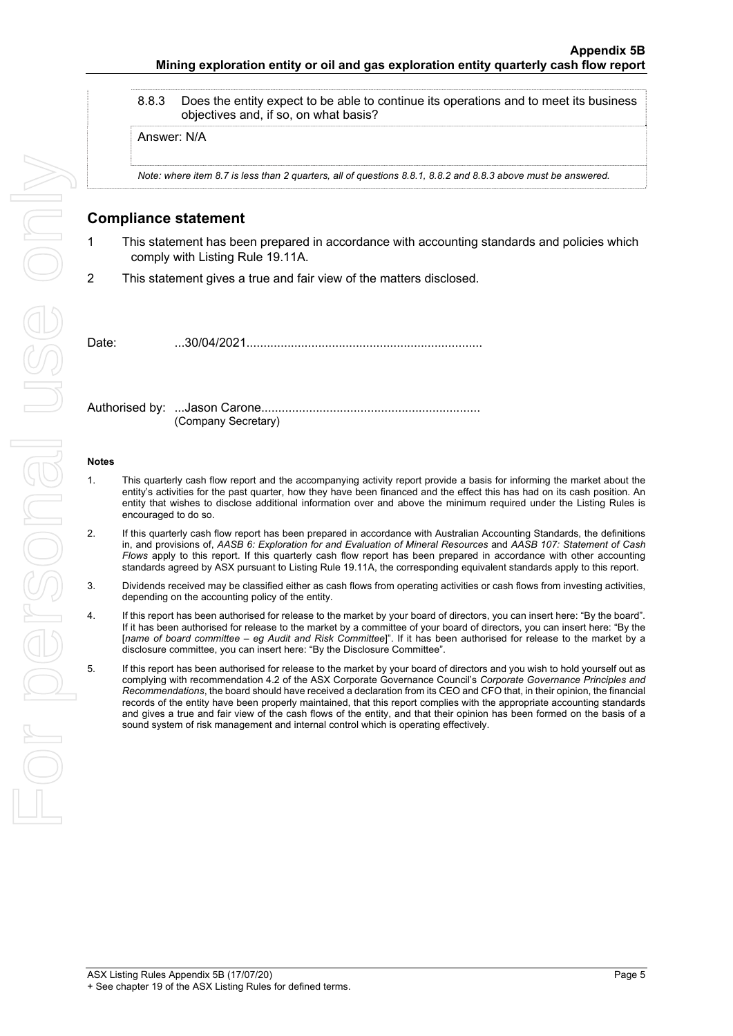| | |
|---|---|
| 8.8.3 | Does the entity expect to be able to continue its operations and to meet its business objectives and, if so, on what basis? |
| Answer: N/A | |
| *Note: where item 8.7 is less than 2 quarters, all of questions 8.8.1, 8.8.2 and 8.8.3 above must be answered.* | |

## Compliance statement

1 This statement has been prepared in accordance with accounting standards and policies which comply with Listing Rule 19.11A.

2 This statement gives a true and fair view of the matters disclosed.

Date: ...30/04/2021....................................................................

Authorised by: ...Jason Carone...............................................................
(Company Secretary)

#### Notes

1. This quarterly cash flow report and the accompanying activity report provide a basis for informing the market about the entity's activities for the past quarter, how they have been financed and the effect this has had on its cash position. An entity that wishes to disclose additional information over and above the minimum required under the Listing Rules is encouraged to do so.
2. If this quarterly cash flow report has been prepared in accordance with Australian Accounting Standards, the definitions in, and provisions of, *AASB 6: Exploration for and Evaluation of Mineral Resources* and *AASB 107: Statement of Cash Flows* apply to this report. If this quarterly cash flow report has been prepared in accordance with other accounting standards agreed by ASX pursuant to Listing Rule 19.11A, the corresponding equivalent standards apply to this report.
3. Dividends received may be classified either as cash flows from operating activities or cash flows from investing activities, depending on the accounting policy of the entity.
4. If this report has been authorised for release to the market by your board of directors, you can insert here: "By the board". If it has been authorised for release to the market by a committee of your board of directors, you can insert here: "By the [*name of board committee – eg Audit and Risk Committee*]". If it has been authorised for release to the market by a disclosure committee, you can insert here: "By the Disclosure Committee".
5. If this report has been authorised for release to the market by your board of directors and you wish to hold yourself out as complying with recommendation 4.2 of the ASX Corporate Governance Council's *Corporate Governance Principles and Recommendations*, the board should have received a declaration from its CEO and CFO that, in their opinion, the financial records of the entity have been properly maintained, that this report complies with the appropriate accounting standards and gives a true and fair view of the cash flows of the entity, and that their opinion has been formed on the basis of a sound system of risk management and internal control which is operating effectively.